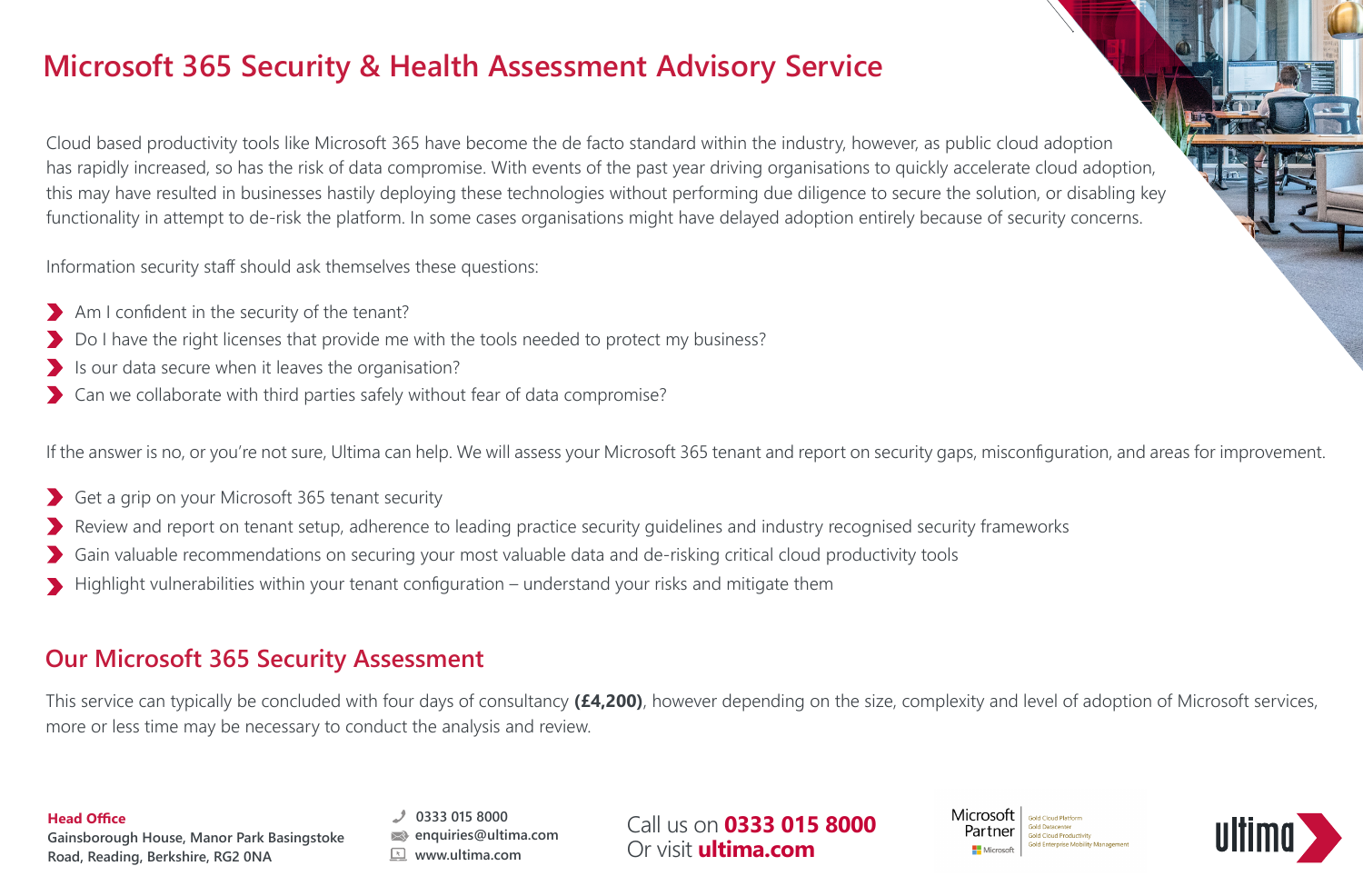# Microsoft 365 Security & Health Assessment Advisory Service

Cloud based productivity tools like Microsoft 365 have become the de facto standard within the industry, however, as public cloud adoption has rapidly increased, so has the risk of data compromise. With events of the past year driving organisations to quickly accelerate cloud adoption, this may have resulted in businesses hastily deploying these technologies without performing due diligence to secure the solution, or disabling key functionality in attempt to de-risk the platform. In some cases organisations might have delayed adoption entirely because of security concerns.

Information security staff should ask themselves these questions:

- Am I confident in the security of the tenant?
- Do I have the right licenses that provide me with the tools needed to protect my business?
- Is our data secure when it leaves the organisation?
- Can we collaborate with third parties safely without fear of data compromise?

If the answer is no, or you're not sure, Ultima can help. We will assess your Microsoft 365 tenant and report on security gaps, misconfiguration, and areas for improvement.

- Get a grip on your Microsoft 365 tenant security
- Review and report on tenant setup, adherence to leading practice security guidelines and industry recognised security frameworks
- Gain valuable recommendations on securing your most valuable data and de-risking critical cloud productivity tools
- Highlight vulnerabilities within your tenant configuration – understand your risks and mitigate them

## Our Microsoft 365 Security Assessment

This service can typically be concluded with four days of consultancy **(£4,200)**, however depending on the size, complexity and level of adoption of Microsoft services, more or less time may be necessary to conduct the analysis and review.

**Head Office**
**Gainsborough House, Manor Park Basingstoke Road, Reading, Berkshire, RG2 0NA**

**0333 015 8000**
**enquiries@ultima.com**
**www.ultima.com**

Call us on **0333 015 8000**
Or visit **ultima.com**

Microsoft Partner
Gold Cloud Platform
Gold Datacenter
Gold Cloud Productivity
Gold Enterprise Mobility Management

ultima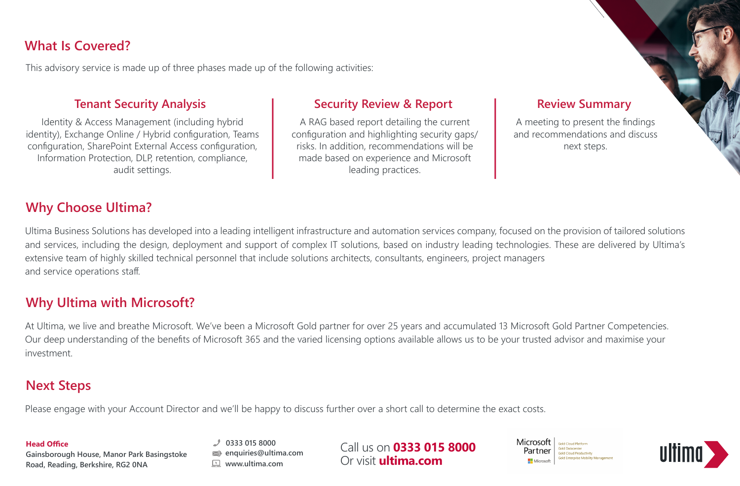## What Is Covered?

This advisory service is made up of three phases made up of the following activities:

### Tenant Security Analysis

Identity & Access Management (including hybrid identity), Exchange Online / Hybrid configuration, Teams configuration, SharePoint External Access configuration, Information Protection, DLP, retention, compliance, audit settings.

### Security Review & Report

A RAG based report detailing the current configuration and highlighting security gaps/ risks. In addition, recommendations will be made based on experience and Microsoft leading practices.

### Review Summary

A meeting to present the findings and recommendations and discuss next steps.

## Why Choose Ultima?

Ultima Business Solutions has developed into a leading intelligent infrastructure and automation services company, focused on the provision of tailored solutions and services, including the design, deployment and support of complex IT solutions, based on industry leading technologies. These are delivered by Ultima's extensive team of highly skilled technical personnel that include solutions architects, consultants, engineers, project managers and service operations staff.

## Why Ultima with Microsoft?

At Ultima, we live and breathe Microsoft. We've been a Microsoft Gold partner for over 25 years and accumulated 13 Microsoft Gold Partner Competencies. Our deep understanding of the benefits of Microsoft 365 and the varied licensing options available allows us to be your trusted advisor and maximise your investment.

## Next Steps

Please engage with your Account Director and we'll be happy to discuss further over a short call to determine the exact costs.

**Head Office**
**Gainsborough House, Manor Park Basingstoke Road, Reading, Berkshire, RG2 0NA**

**0333 015 8000**
**enquiries@ultima.com**
**www.ultima.com**

Call us on **0333 015 8000**
Or visit **ultima.com**

Microsoft Partner
Gold Cloud Platform
Gold Datacenter
Gold Cloud Productivity
Gold Enterprise Mobility Management

ultima